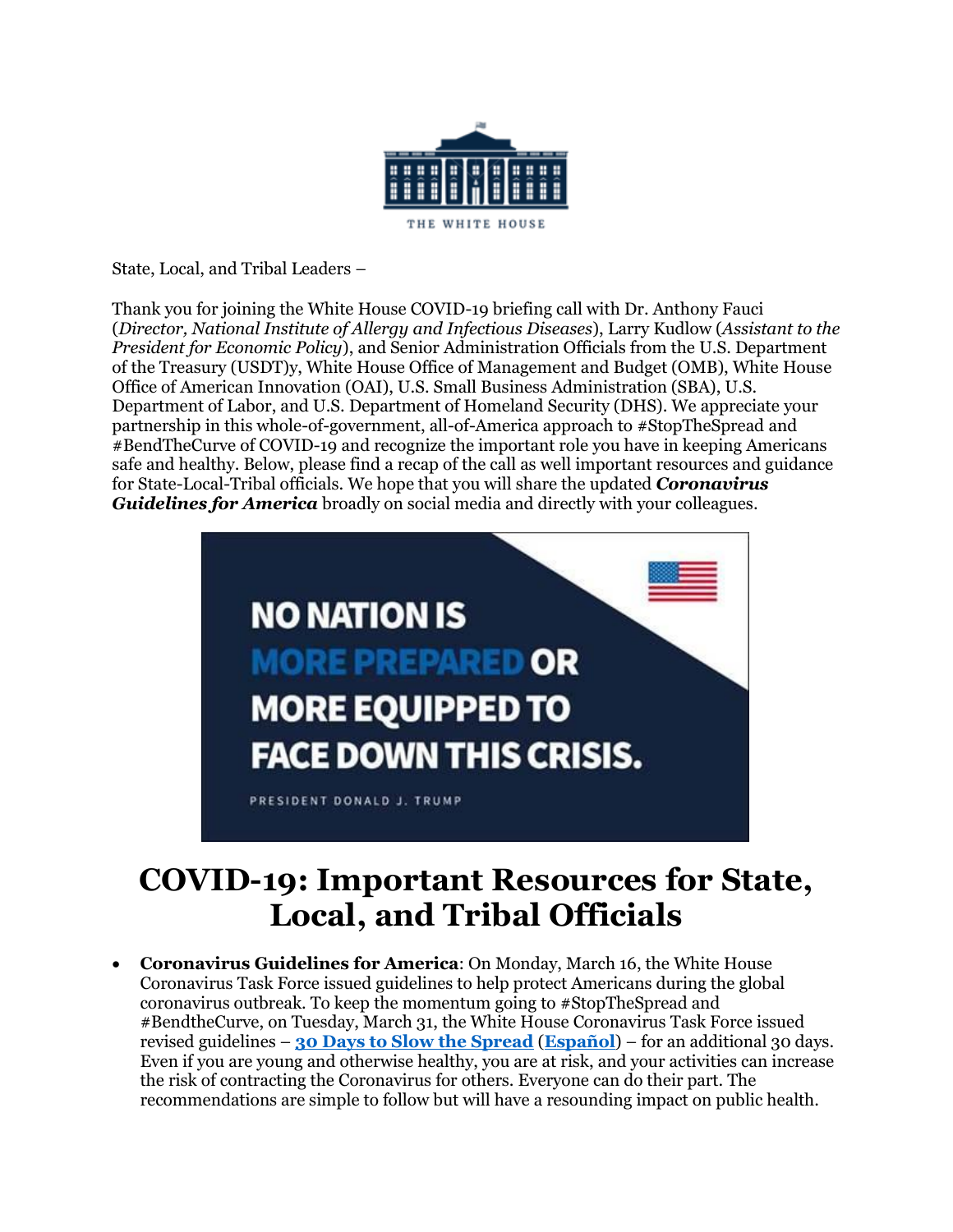THE WHITE HOUSE

State, Local, and Tribal Leaders –

Thank you for joining the White House COVID-19 briefing call with Dr. Anthony Fauci (*Director, National Institute of Allergy and Infectious Diseases*), Larry Kudlow (*Assistant to the President for Economic Policy*), and Senior Administration Officials from the U.S. Department of the Treasury (USDT)y, White House Office of Management and Budget (OMB), White House Office of American Innovation (OAI), U.S. Small Business Administration (SBA), U.S. Department of Labor, and U.S. Department of Homeland Security (DHS). We appreciate your partnership in this whole-of-government, all-of-America approach to #StopTheSpread and #BendTheCurve of COVID-19 and recognize the important role you have in keeping Americans safe and healthy. Below, please find a recap of the call as well important resources and guidance for State-Local-Tribal officials. We hope that you will share the updated ***Coronavirus Guidelines for America*** broadly on social media and directly with your colleagues.

NO NATION IS MORE PREPARED OR MORE EQUIPPED TO FACE DOWN THIS CRISIS.

PRESIDENT DONALD J. TRUMP

# COVID-19: Important Resources for State, Local, and Tribal Officials

- **Coronavirus Guidelines for America**: On Monday, March 16, the White House Coronavirus Task Force issued guidelines to help protect Americans during the global coronavirus outbreak. To keep the momentum going to #StopTheSpread and #BendtheCurve, on Tuesday, March 31, the White House Coronavirus Task Force issued revised guidelines – **30 Days to Slow the Spread** (**Español**) – for an additional 30 days. Even if you are young and otherwise healthy, you are at risk, and your activities can increase the risk of contracting the Coronavirus for others. Everyone can do their part. The recommendations are simple to follow but will have a resounding impact on public health.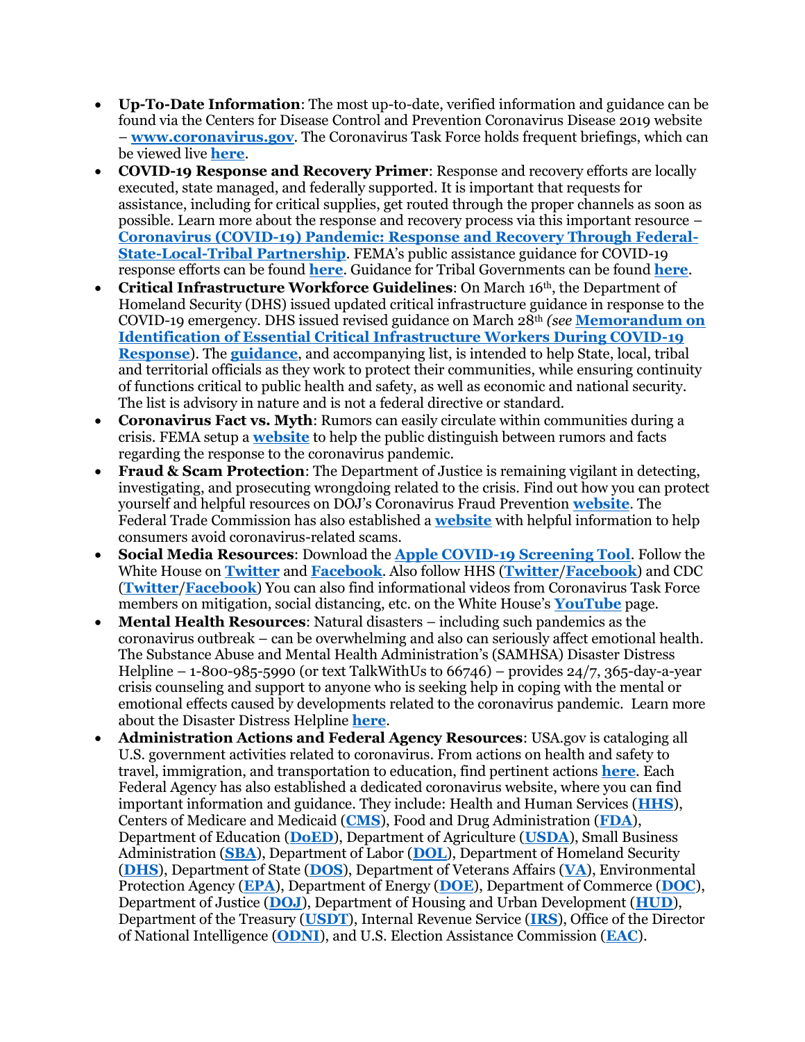- **Up-To-Date Information**: The most up-to-date, verified information and guidance can be found via the Centers for Disease Control and Prevention Coronavirus Disease 2019 website – **www.coronavirus.gov**. The Coronavirus Task Force holds frequent briefings, which can be viewed live **here**.
- **COVID-19 Response and Recovery Primer**: Response and recovery efforts are locally executed, state managed, and federally supported. It is important that requests for assistance, including for critical supplies, get routed through the proper channels as soon as possible. Learn more about the response and recovery process via this important resource – **Coronavirus (COVID-19) Pandemic: Response and Recovery Through Federal-State-Local-Tribal Partnership**. FEMA's public assistance guidance for COVID-19 response efforts can be found **here**. Guidance for Tribal Governments can be found **here**.
- **Critical Infrastructure Workforce Guidelines**: On March 16th, the Department of Homeland Security (DHS) issued updated critical infrastructure guidance in response to the COVID-19 emergency. DHS issued revised guidance on March 28th *(see* **Memorandum on Identification of Essential Critical Infrastructure Workers During COVID-19 Response**). The **guidance**, and accompanying list, is intended to help State, local, tribal and territorial officials as they work to protect their communities, while ensuring continuity of functions critical to public health and safety, as well as economic and national security. The list is advisory in nature and is not a federal directive or standard.
- **Coronavirus Fact vs. Myth**: Rumors can easily circulate within communities during a crisis. FEMA setup a **website** to help the public distinguish between rumors and facts regarding the response to the coronavirus pandemic.
- **Fraud & Scam Protection**: The Department of Justice is remaining vigilant in detecting, investigating, and prosecuting wrongdoing related to the crisis. Find out how you can protect yourself and helpful resources on DOJ's Coronavirus Fraud Prevention **website**. The Federal Trade Commission has also established a **website** with helpful information to help consumers avoid coronavirus-related scams.
- **Social Media Resources**: Download the **Apple COVID-19 Screening Tool**. Follow the White House on **Twitter** and **Facebook**. Also follow HHS (**Twitter**/**Facebook**) and CDC (**Twitter**/**Facebook**) You can also find informational videos from Coronavirus Task Force members on mitigation, social distancing, etc. on the White House's **YouTube** page.
- **Mental Health Resources**: Natural disasters – including such pandemics as the coronavirus outbreak – can be overwhelming and also can seriously affect emotional health. The Substance Abuse and Mental Health Administration's (SAMHSA) Disaster Distress Helpline – 1-800-985-5990 (or text TalkWithUs to 66746) – provides 24/7, 365-day-a-year crisis counseling and support to anyone who is seeking help in coping with the mental or emotional effects caused by developments related to the coronavirus pandemic. Learn more about the Disaster Distress Helpline **here**.
- **Administration Actions and Federal Agency Resources**: USA.gov is cataloging all U.S. government activities related to coronavirus. From actions on health and safety to travel, immigration, and transportation to education, find pertinent actions **here**. Each Federal Agency has also established a dedicated coronavirus website, where you can find important information and guidance. They include: Health and Human Services (**HHS**), Centers of Medicare and Medicaid (**CMS**), Food and Drug Administration (**FDA**), Department of Education (**DoED**), Department of Agriculture (**USDA**), Small Business Administration (**SBA**), Department of Labor (**DOL**), Department of Homeland Security (**DHS**), Department of State (**DOS**), Department of Veterans Affairs (**VA**), Environmental Protection Agency (**EPA**), Department of Energy (**DOE**), Department of Commerce (**DOC**), Department of Justice (**DOJ**), Department of Housing and Urban Development (**HUD**), Department of the Treasury (**USDT**), Internal Revenue Service (**IRS**), Office of the Director of National Intelligence (**ODNI**), and U.S. Election Assistance Commission (**EAC**).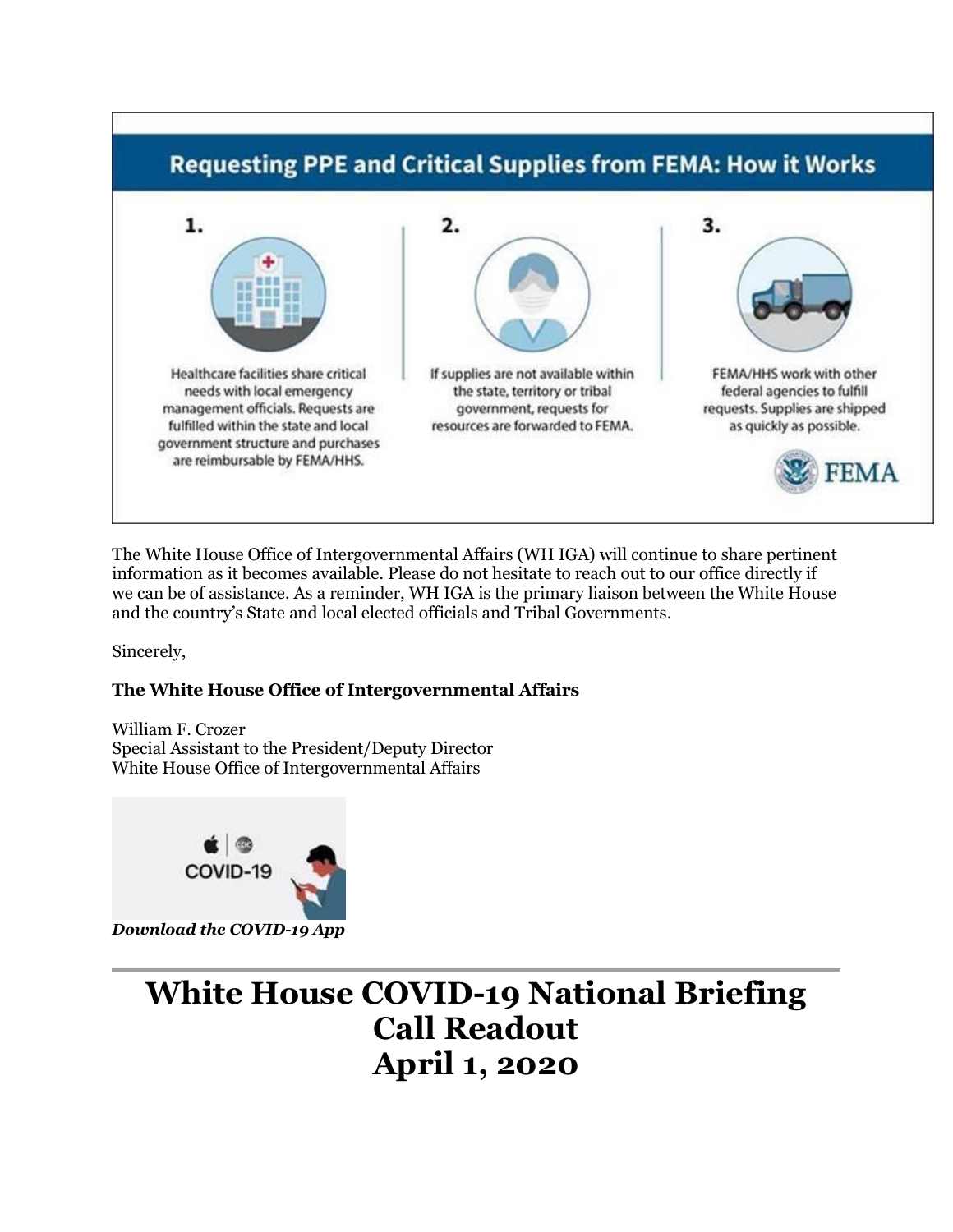## Requesting PPE and Critical Supplies from FEMA: How it Works

1. Healthcare facilities share critical needs with local emergency management officials. Requests are fulfilled within the state and local government structure and purchases are reimbursable by FEMA/HHS.

2. If supplies are not available within the state, territory or tribal government, requests for resources are forwarded to FEMA.

3. FEMA/HHS work with other federal agencies to fulfill requests. Supplies are shipped as quickly as possible.

FEMA

The White House Office of Intergovernmental Affairs (WH IGA) will continue to share pertinent information as it becomes available. Please do not hesitate to reach out to our office directly if we can be of assistance. As a reminder, WH IGA is the primary liaison between the White House and the country's State and local elected officials and Tribal Governments.

Sincerely,

**The White House Office of Intergovernmental Affairs**

William F. Crozer
Special Assistant to the President/Deputy Director
White House Office of Intergovernmental Affairs

COVID-19

***Download the COVID-19 App***

---

# White House COVID-19 National Briefing Call Readout April 1, 2020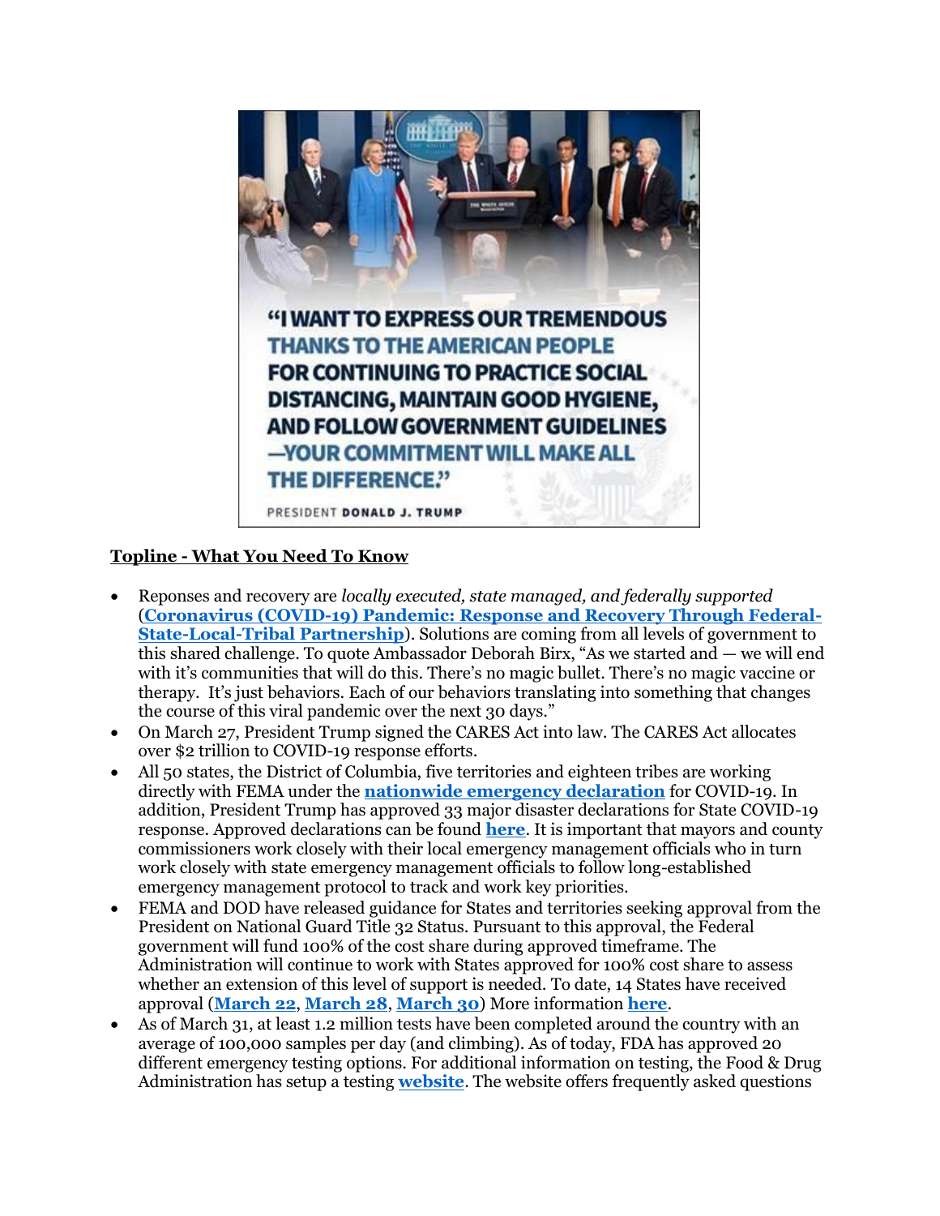**Topline - What You Need To Know**

- Reponses and recovery are *locally executed, state managed, and federally supported* (**Coronavirus (COVID-19) Pandemic: Response and Recovery Through Federal-State-Local-Tribal Partnership**). Solutions are coming from all levels of government to this shared challenge. To quote Ambassador Deborah Birx, "As we started and — we will end with it's communities that will do this. There's no magic bullet. There's no magic vaccine or therapy. It's just behaviors. Each of our behaviors translating into something that changes the course of this viral pandemic over the next 30 days."
- On March 27, President Trump signed the CARES Act into law. The CARES Act allocates over $2 trillion to COVID-19 response efforts.
- All 50 states, the District of Columbia, five territories and eighteen tribes are working directly with FEMA under the **nationwide emergency declaration** for COVID-19. In addition, President Trump has approved 33 major disaster declarations for State COVID-19 response. Approved declarations can be found **here**. It is important that mayors and county commissioners work closely with their local emergency management officials who in turn work closely with state emergency management officials to follow long-established emergency management protocol to track and work key priorities.
- FEMA and DOD have released guidance for States and territories seeking approval from the President on National Guard Title 32 Status. Pursuant to this approval, the Federal government will fund 100% of the cost share during approved timeframe. The Administration will continue to work with States approved for 100% cost share to assess whether an extension of this level of support is needed. To date, 14 States have received approval (**March 22**, **March 28**, **March 30**) More information **here**.
- As of March 31, at least 1.2 million tests have been completed around the country with an average of 100,000 samples per day (and climbing). As of today, FDA has approved 20 different emergency testing options. For additional information on testing, the Food & Drug Administration has setup a testing **website**. The website offers frequently asked questions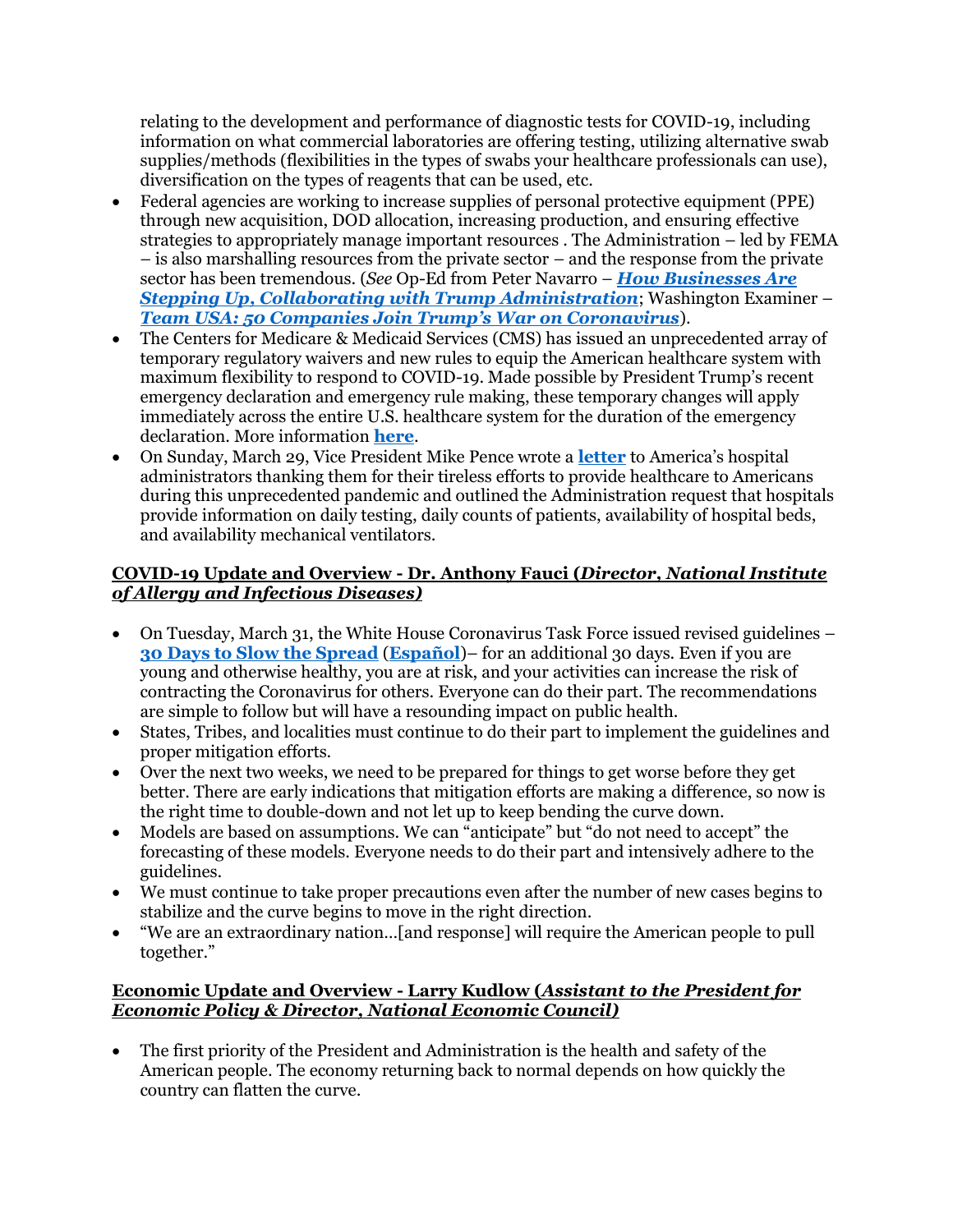relating to the development and performance of diagnostic tests for COVID-19, including information on what commercial laboratories are offering testing, utilizing alternative swab supplies/methods (flexibilities in the types of swabs your healthcare professionals can use), diversification on the types of reagents that can be used, etc.

- Federal agencies are working to increase supplies of personal protective equipment (PPE) through new acquisition, DOD allocation, increasing production, and ensuring effective strategies to appropriately manage important resources . The Administration – led by FEMA – is also marshalling resources from the private sector – and the response from the private sector has been tremendous. (*See* Op-Ed from Peter Navarro – ***How Businesses Are Stepping Up, Collaborating with Trump Administration***; Washington Examiner – ***Team USA: 50 Companies Join Trump's War on Coronavirus***).
- The Centers for Medicare & Medicaid Services (CMS) has issued an unprecedented array of temporary regulatory waivers and new rules to equip the American healthcare system with maximum flexibility to respond to COVID-19. Made possible by President Trump's recent emergency declaration and emergency rule making, these temporary changes will apply immediately across the entire U.S. healthcare system for the duration of the emergency declaration. More information **here**.
- On Sunday, March 29, Vice President Mike Pence wrote a **letter** to America's hospital administrators thanking them for their tireless efforts to provide healthcare to Americans during this unprecedented pandemic and outlined the Administration request that hospitals provide information on daily testing, daily counts of patients, availability of hospital beds, and availability mechanical ventilators.

**COVID-19 Update and Overview - Dr. Anthony Fauci (*Director, National Institute of Allergy and Infectious Diseases)***

- On Tuesday, March 31, the White House Coronavirus Task Force issued revised guidelines – **30 Days to Slow the Spread** (**Español**)– for an additional 30 days. Even if you are young and otherwise healthy, you are at risk, and your activities can increase the risk of contracting the Coronavirus for others. Everyone can do their part. The recommendations are simple to follow but will have a resounding impact on public health.
- States, Tribes, and localities must continue to do their part to implement the guidelines and proper mitigation efforts.
- Over the next two weeks, we need to be prepared for things to get worse before they get better. There are early indications that mitigation efforts are making a difference, so now is the right time to double-down and not let up to keep bending the curve down.
- Models are based on assumptions. We can "anticipate" but "do not need to accept" the forecasting of these models. Everyone needs to do their part and intensively adhere to the guidelines.
- We must continue to take proper precautions even after the number of new cases begins to stabilize and the curve begins to move in the right direction.
- "We are an extraordinary nation…[and response] will require the American people to pull together."

**Economic Update and Overview - Larry Kudlow (*Assistant to the President for Economic Policy & Director, National Economic Council)***

- The first priority of the President and Administration is the health and safety of the American people. The economy returning back to normal depends on how quickly the country can flatten the curve.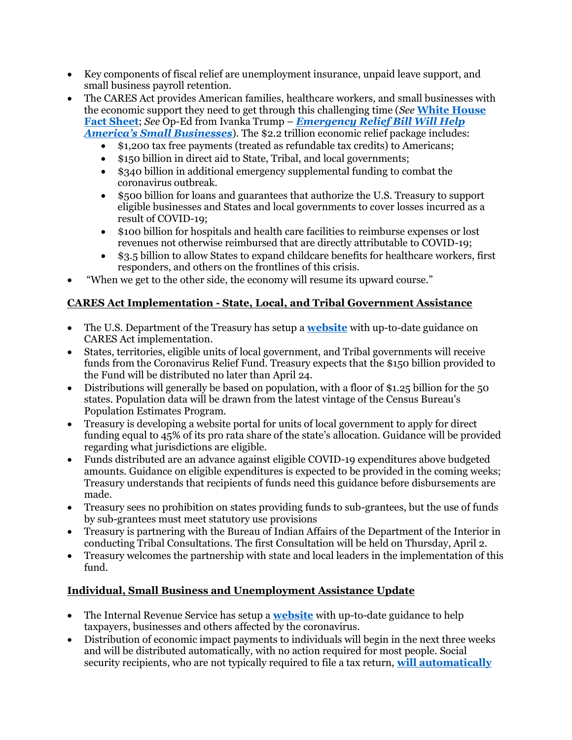- Key components of fiscal relief are unemployment insurance, unpaid leave support, and small business payroll retention.
- The CARES Act provides American families, healthcare workers, and small businesses with the economic support they need to get through this challenging time (*See* **White House Fact Sheet**; *See* Op-Ed from Ivanka Trump – ***Emergency Relief Bill Will Help America's Small Businesses***). The $2.2 trillion economic relief package includes:
  - $1,200 tax free payments (treated as refundable tax credits) to Americans;
  - $150 billion in direct aid to State, Tribal, and local governments;
  - $340 billion in additional emergency supplemental funding to combat the coronavirus outbreak.
  - $500 billion for loans and guarantees that authorize the U.S. Treasury to support eligible businesses and States and local governments to cover losses incurred as a result of COVID-19;
  - $100 billion for hospitals and health care facilities to reimburse expenses or lost revenues not otherwise reimbursed that are directly attributable to COVID-19;
  - $3.5 billion to allow States to expand childcare benefits for healthcare workers, first responders, and others on the frontlines of this crisis.
- "When we get to the other side, the economy will resume its upward course."

## CARES Act Implementation - State, Local, and Tribal Government Assistance

- The U.S. Department of the Treasury has setup a **website** with up-to-date guidance on CARES Act implementation.
- States, territories, eligible units of local government, and Tribal governments will receive funds from the Coronavirus Relief Fund. Treasury expects that the $150 billion provided to the Fund will be distributed no later than April 24.
- Distributions will generally be based on population, with a floor of $1.25 billion for the 50 states. Population data will be drawn from the latest vintage of the Census Bureau's Population Estimates Program.
- Treasury is developing a website portal for units of local government to apply for direct funding equal to 45% of its pro rata share of the state's allocation. Guidance will be provided regarding what jurisdictions are eligible.
- Funds distributed are an advance against eligible COVID-19 expenditures above budgeted amounts. Guidance on eligible expenditures is expected to be provided in the coming weeks; Treasury understands that recipients of funds need this guidance before disbursements are made.
- Treasury sees no prohibition on states providing funds to sub-grantees, but the use of funds by sub-grantees must meet statutory use provisions
- Treasury is partnering with the Bureau of Indian Affairs of the Department of the Interior in conducting Tribal Consultations. The first Consultation will be held on Thursday, April 2.
- Treasury welcomes the partnership with state and local leaders in the implementation of this fund.

## Individual, Small Business and Unemployment Assistance Update

- The Internal Revenue Service has setup a **website** with up-to-date guidance to help taxpayers, businesses and others affected by the coronavirus.
- Distribution of economic impact payments to individuals will begin in the next three weeks and will be distributed automatically, with no action required for most people. Social security recipients, who are not typically required to file a tax return, **will automatically**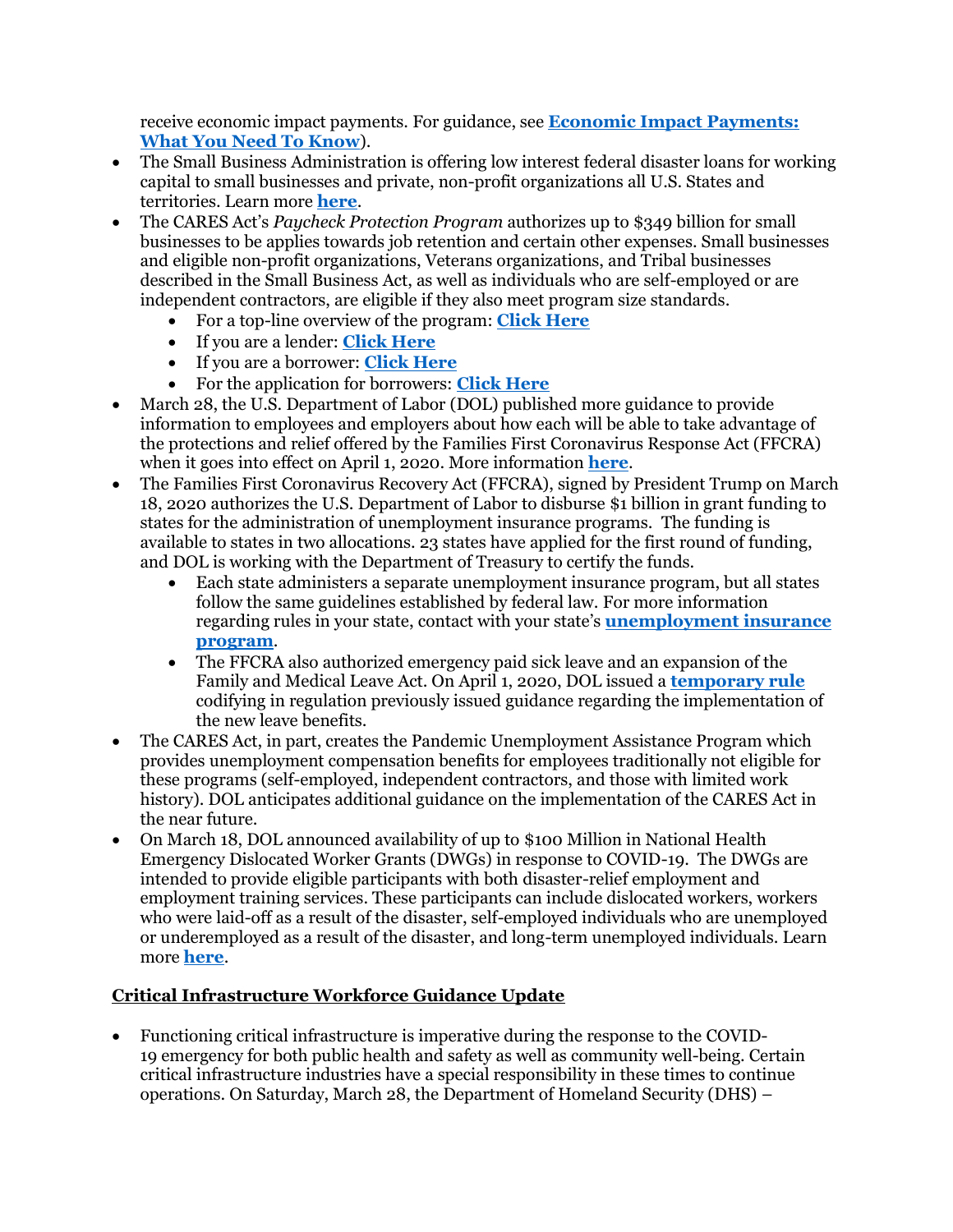receive economic impact payments. For guidance, see **Economic Impact Payments: What You Need To Know**).

- The Small Business Administration is offering low interest federal disaster loans for working capital to small businesses and private, non-profit organizations all U.S. States and territories. Learn more **here**.
- The CARES Act's *Paycheck Protection Program* authorizes up to $349 billion for small businesses to be applies towards job retention and certain other expenses. Small businesses and eligible non-profit organizations, Veterans organizations, and Tribal businesses described in the Small Business Act, as well as individuals who are self-employed or are independent contractors, are eligible if they also meet program size standards.
    - For a top-line overview of the program: **Click Here**
    - If you are a lender: **Click Here**
    - If you are a borrower: **Click Here**
    - For the application for borrowers: **Click Here**
- March 28, the U.S. Department of Labor (DOL) published more guidance to provide information to employees and employers about how each will be able to take advantage of the protections and relief offered by the Families First Coronavirus Response Act (FFCRA) when it goes into effect on April 1, 2020. More information **here**.
- The Families First Coronavirus Recovery Act (FFCRA), signed by President Trump on March 18, 2020 authorizes the U.S. Department of Labor to disburse $1 billion in grant funding to states for the administration of unemployment insurance programs. The funding is available to states in two allocations. 23 states have applied for the first round of funding, and DOL is working with the Department of Treasury to certify the funds.
    - Each state administers a separate unemployment insurance program, but all states follow the same guidelines established by federal law. For more information regarding rules in your state, contact with your state's **unemployment insurance program**.
    - The FFCRA also authorized emergency paid sick leave and an expansion of the Family and Medical Leave Act. On April 1, 2020, DOL issued a **temporary rule** codifying in regulation previously issued guidance regarding the implementation of the new leave benefits.
- The CARES Act, in part, creates the Pandemic Unemployment Assistance Program which provides unemployment compensation benefits for employees traditionally not eligible for these programs (self-employed, independent contractors, and those with limited work history). DOL anticipates additional guidance on the implementation of the CARES Act in the near future.
- On March 18, DOL announced availability of up to $100 Million in National Health Emergency Dislocated Worker Grants (DWGs) in response to COVID-19. The DWGs are intended to provide eligible participants with both disaster-relief employment and employment training services. These participants can include dislocated workers, workers who were laid-off as a result of the disaster, self-employed individuals who are unemployed or underemployed as a result of the disaster, and long-term unemployed individuals. Learn more **here**.

## Critical Infrastructure Workforce Guidance Update

- Functioning critical infrastructure is imperative during the response to the COVID-19 emergency for both public health and safety as well as community well-being. Certain critical infrastructure industries have a special responsibility in these times to continue operations. On Saturday, March 28, the Department of Homeland Security (DHS) –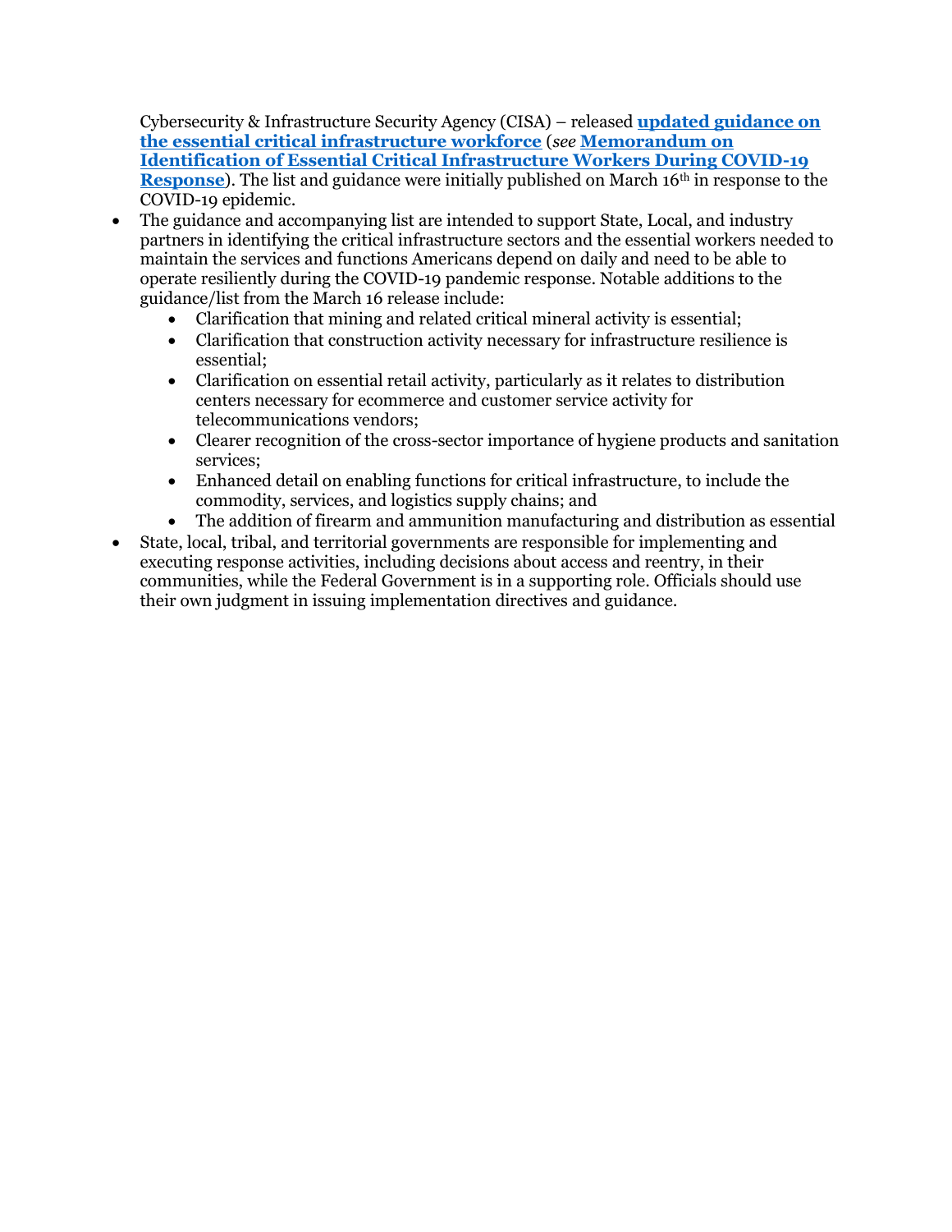Cybersecurity & Infrastructure Security Agency (CISA) – released **updated guidance on the essential critical infrastructure workforce** (*see* **Memorandum on Identification of Essential Critical Infrastructure Workers During COVID-19 Response**). The list and guidance were initially published on March 16th in response to the COVID-19 epidemic.

- The guidance and accompanying list are intended to support State, Local, and industry partners in identifying the critical infrastructure sectors and the essential workers needed to maintain the services and functions Americans depend on daily and need to be able to operate resiliently during the COVID-19 pandemic response. Notable additions to the guidance/list from the March 16 release include:
  - Clarification that mining and related critical mineral activity is essential;
  - Clarification that construction activity necessary for infrastructure resilience is essential;
  - Clarification on essential retail activity, particularly as it relates to distribution centers necessary for ecommerce and customer service activity for telecommunications vendors;
  - Clearer recognition of the cross-sector importance of hygiene products and sanitation services;
  - Enhanced detail on enabling functions for critical infrastructure, to include the commodity, services, and logistics supply chains; and
  - The addition of firearm and ammunition manufacturing and distribution as essential
- State, local, tribal, and territorial governments are responsible for implementing and executing response activities, including decisions about access and reentry, in their communities, while the Federal Government is in a supporting role. Officials should use their own judgment in issuing implementation directives and guidance.